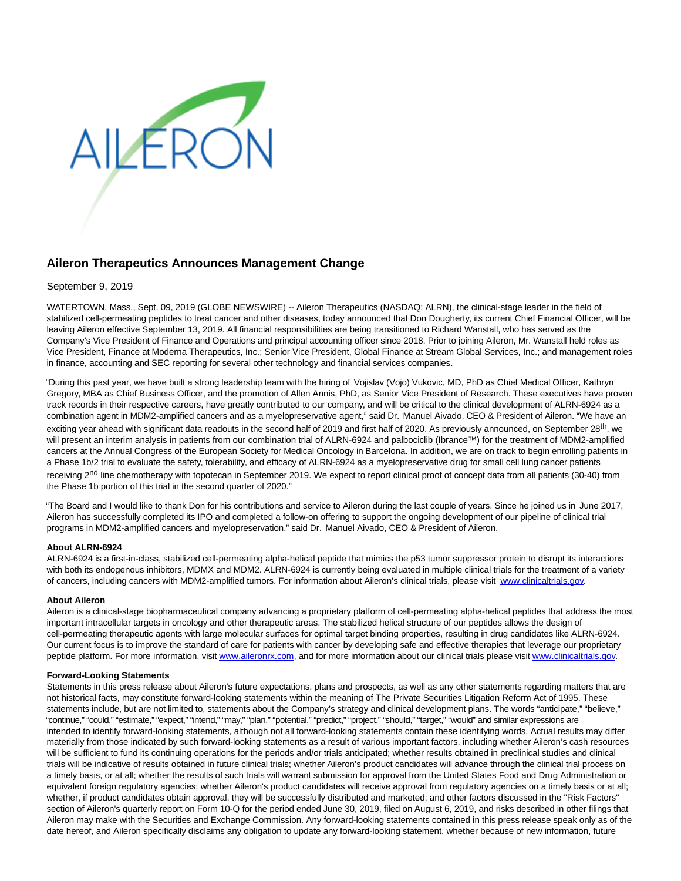# Aileron Therapeutics Announces Management Change

September 9, 2019

WATERTOWN, Mass., Sept. 09, 2019 (GLOBE NEWSWIRE) -- Aileron Therapeutics (NASDAQ: ALRN), the clinical-stage leader in the field of stabilized cell-permeating peptides to treat cancer and other diseases, today announced that Don Dougherty, its current Chief Financial Officer, will be leaving Aileron effective September 13, 2019. All financial responsibilities are being transitioned to Richard Wanstall, who has served as the Company's Vice President of Finance and Operations and principal accounting officer since 2018. Prior to joining Aileron, Mr. Wanstall held roles as Vice President, Finance at Moderna Therapeutics, Inc.; Senior Vice President, Global Finance at Stream Global Services, Inc.; and management roles in finance, accounting and SEC reporting for several other technology and financial services companies.

"During this past year, we have built a strong leadership team with the hiring of Vojislav (Vojo) Vukovic, MD, PhD as Chief Medical Officer, Kathryn Gregory, MBA as Chief Business Officer, and the promotion of Allen Annis, PhD, as Senior Vice President of Research. These executives have proven track records in their respective careers, have greatly contributed to our company, and will be critical to the clinical development of ALRN-6924 as a combination agent in MDM2-amplified cancers and as a myelopreservative agent," said Dr. Manuel Aivado, CEO & President of Aileron. "We have an exciting year ahead with significant data readouts in the second half of 2019 and first half of 2020. As previously announced, on September 28th, we will present an interim analysis in patients from our combination trial of ALRN-6924 and palbociclib (Ibrance™) for the treatment of MDM2-amplified cancers at the Annual Congress of the European Society for Medical Oncology in Barcelona. In addition, we are on track to begin enrolling patients in a Phase 1b/2 trial to evaluate the safety, tolerability, and efficacy of ALRN-6924 as a myelopreservative drug for small cell lung cancer patients receiving 2nd line chemotherapy with topotecan in September 2019. We expect to report clinical proof of concept data from all patients (30-40) from the Phase 1b portion of this trial in the second quarter of 2020."

"The Board and I would like to thank Don for his contributions and service to Aileron during the last couple of years. Since he joined us in June 2017, Aileron has successfully completed its IPO and completed a follow-on offering to support the ongoing development of our pipeline of clinical trial programs in MDM2-amplified cancers and myelopreservation," said Dr. Manuel Aivado, CEO & President of Aileron.

**About ALRN-6924**
ALRN-6924 is a first-in-class, stabilized cell-permeating alpha-helical peptide that mimics the p53 tumor suppressor protein to disrupt its interactions with both its endogenous inhibitors, MDMX and MDM2. ALRN-6924 is currently being evaluated in multiple clinical trials for the treatment of a variety of cancers, including cancers with MDM2-amplified tumors. For information about Aileron's clinical trials, please visit www.clinicaltrials.gov.

**About Aileron**
Aileron is a clinical-stage biopharmaceutical company advancing a proprietary platform of cell-permeating alpha-helical peptides that address the most important intracellular targets in oncology and other therapeutic areas. The stabilized helical structure of our peptides allows the design of cell-permeating therapeutic agents with large molecular surfaces for optimal target binding properties, resulting in drug candidates like ALRN-6924. Our current focus is to improve the standard of care for patients with cancer by developing safe and effective therapies that leverage our proprietary peptide platform. For more information, visit www.aileronrx.com, and for more information about our clinical trials please visit www.clinicaltrials.gov.

**Forward-Looking Statements**
Statements in this press release about Aileron's future expectations, plans and prospects, as well as any other statements regarding matters that are not historical facts, may constitute forward-looking statements within the meaning of The Private Securities Litigation Reform Act of 1995. These statements include, but are not limited to, statements about the Company's strategy and clinical development plans. The words "anticipate," "believe," "continue," "could," "estimate," "expect," "intend," "may," "plan," "potential," "predict," "project," "should," "target," "would" and similar expressions are intended to identify forward-looking statements, although not all forward-looking statements contain these identifying words. Actual results may differ materially from those indicated by such forward-looking statements as a result of various important factors, including whether Aileron's cash resources will be sufficient to fund its continuing operations for the periods and/or trials anticipated; whether results obtained in preclinical studies and clinical trials will be indicative of results obtained in future clinical trials; whether Aileron's product candidates will advance through the clinical trial process on a timely basis, or at all; whether the results of such trials will warrant submission for approval from the United States Food and Drug Administration or equivalent foreign regulatory agencies; whether Aileron's product candidates will receive approval from regulatory agencies on a timely basis or at all; whether, if product candidates obtain approval, they will be successfully distributed and marketed; and other factors discussed in the "Risk Factors" section of Aileron's quarterly report on Form 10-Q for the period ended June 30, 2019, filed on August 6, 2019, and risks described in other filings that Aileron may make with the Securities and Exchange Commission. Any forward-looking statements contained in this press release speak only as of the date hereof, and Aileron specifically disclaims any obligation to update any forward-looking statement, whether because of new information, future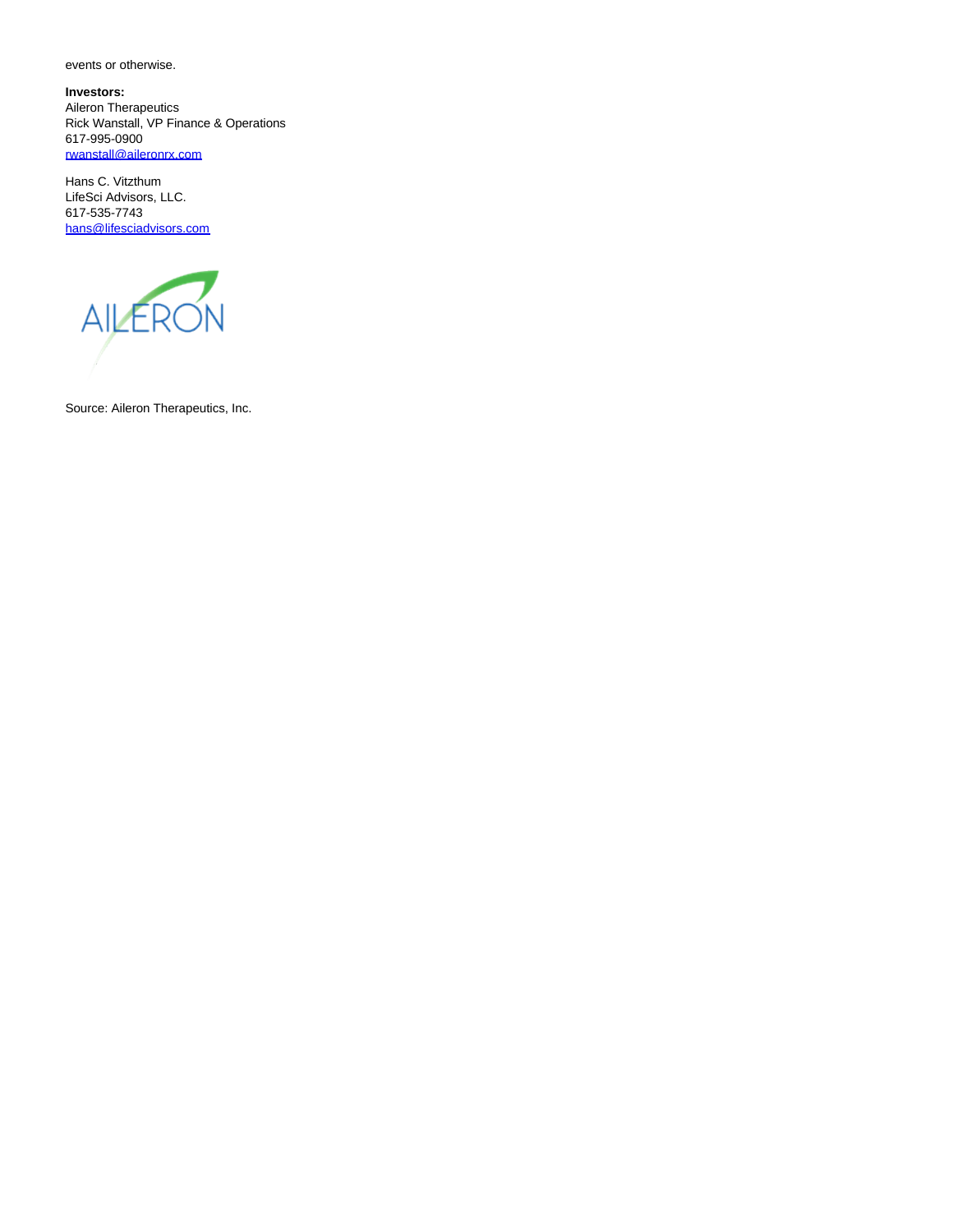events or otherwise.

**Investors:**
Aileron Therapeutics
Rick Wanstall, VP Finance & Operations
617-995-0900
rwanstall@aileronrx.com

Hans C. Vitzthum
LifeSci Advisors, LLC.
617-535-7743
hans@lifesciadvisors.com

Source: Aileron Therapeutics, Inc.